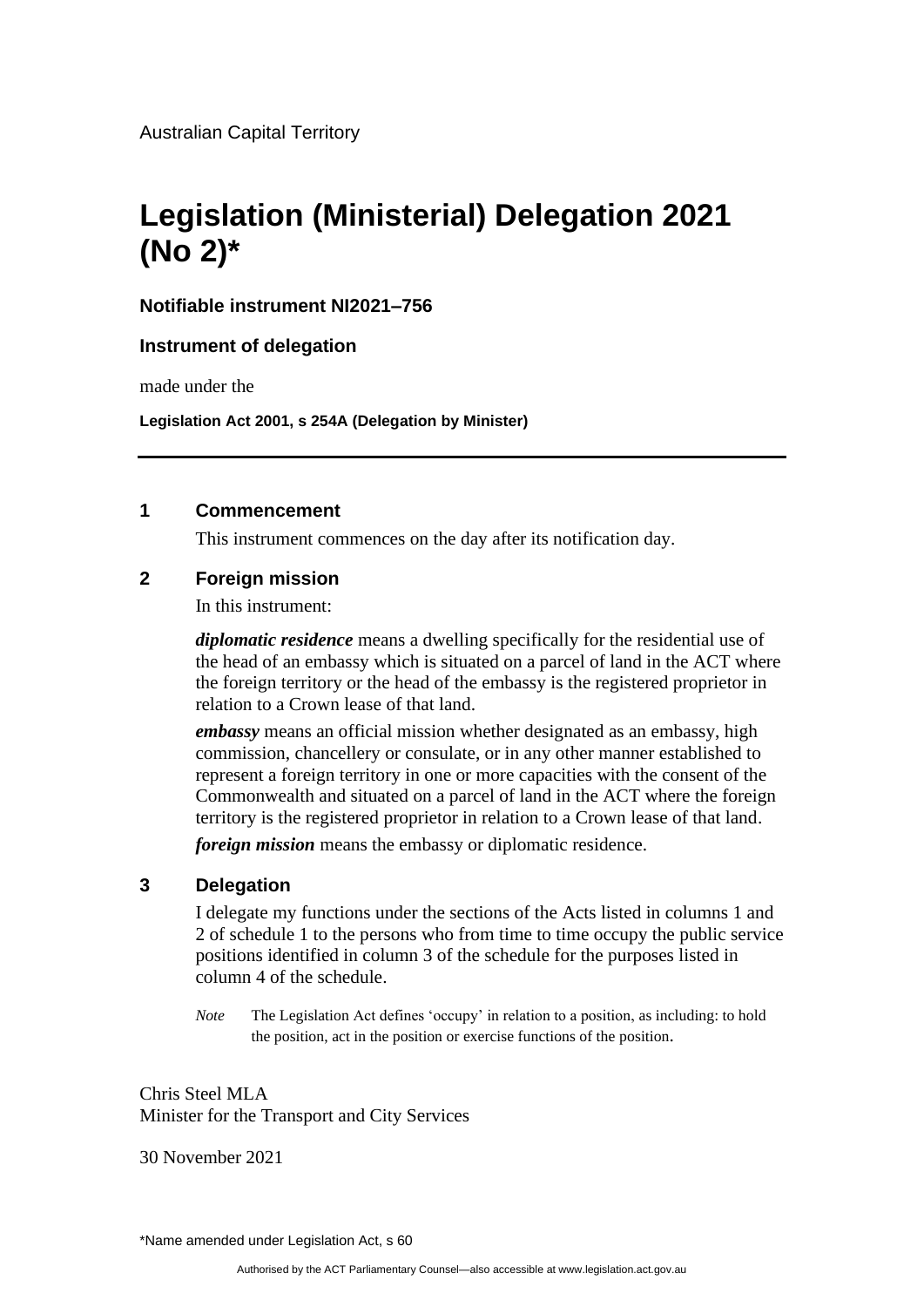Australian Capital Territory

# Legislation (Ministerial) Delegation 2021 (No 2)*

**Notifiable instrument NI2021–756**

**Instrument of delegation**

made under the

**Legislation Act 2001, s 254A (Delegation by Minister)**

---

## 1 Commencement

This instrument commences on the day after its notification day.

## 2 Foreign mission

In this instrument:

***diplomatic residence*** means a dwelling specifically for the residential use of the head of an embassy which is situated on a parcel of land in the ACT where the foreign territory or the head of the embassy is the registered proprietor in relation to a Crown lease of that land.

***embassy*** means an official mission whether designated as an embassy, high commission, chancellery or consulate, or in any other manner established to represent a foreign territory in one or more capacities with the consent of the Commonwealth and situated on a parcel of land in the ACT where the foreign territory is the registered proprietor in relation to a Crown lease of that land.

***foreign mission*** means the embassy or diplomatic residence.

## 3 Delegation

I delegate my functions under the sections of the Acts listed in columns 1 and 2 of schedule 1 to the persons who from time to time occupy the public service positions identified in column 3 of the schedule for the purposes listed in column 4 of the schedule.

*Note* The Legislation Act defines 'occupy' in relation to a position, as including: to hold the position, act in the position or exercise functions of the position.

Chris Steel MLA
Minister for the Transport and City Services

30 November 2021

\*Name amended under Legislation Act, s 60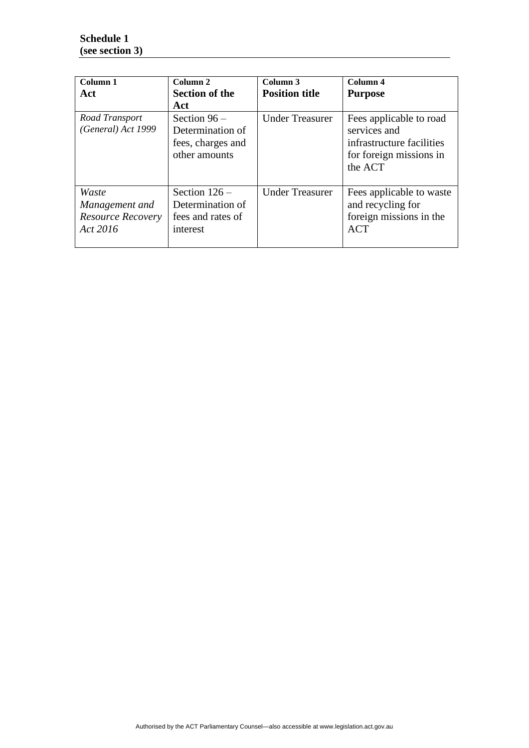**Schedule 1**
**(see section 3)**

| Column 1<br>**Act** | Column 2<br>**Section of the Act** | Column 3<br>**Position title** | Column 4<br>**Purpose** |
|---|---|---|---|
| *Road Transport (General) Act 1999* | Section 96 – Determination of fees, charges and other amounts | Under Treasurer | Fees applicable to road services and infrastructure facilities for foreign missions in the ACT |
| *Waste Management and Resource Recovery Act 2016* | Section 126 – Determination of fees and rates of interest | Under Treasurer | Fees applicable to waste and recycling for foreign missions in the ACT |